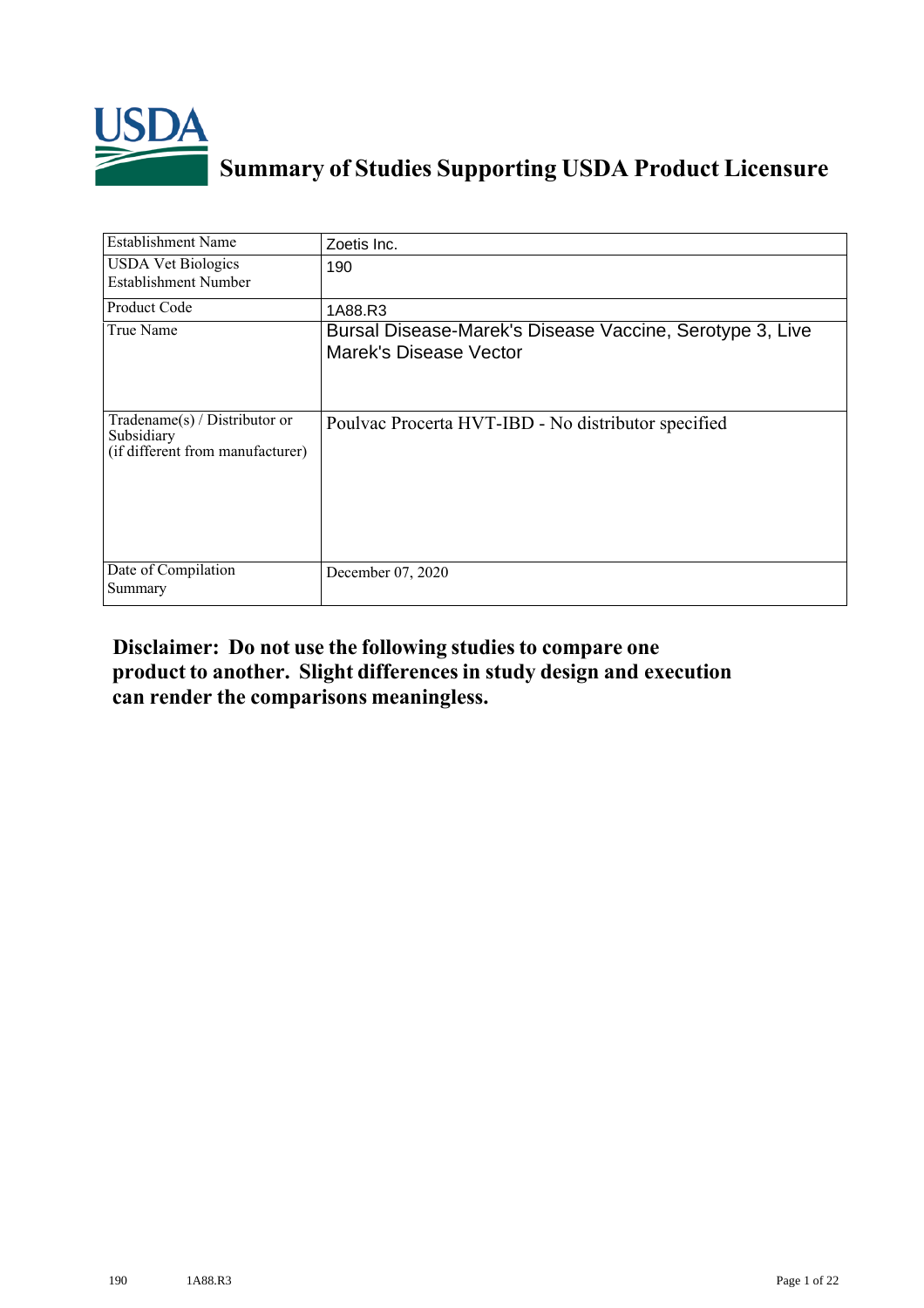# Summary of Studies Supporting USDA Product Licensure

| | |
|---|---|
| Establishment Name | Zoetis Inc. |
| USDA Vet Biologics Establishment Number | 190 |
| Product Code | 1A88.R3 |
| True Name | Bursal Disease-Marek's Disease Vaccine, Serotype 3, Live Marek's Disease Vector |
| Tradename(s) / Distributor or Subsidiary (if different from manufacturer) | Poulvac Procerta HVT-IBD - No distributor specified |
| Date of Compilation Summary | December 07, 2020 |

**Disclaimer: Do not use the following studies to compare one product to another. Slight differences in study design and execution can render the comparisons meaningless.**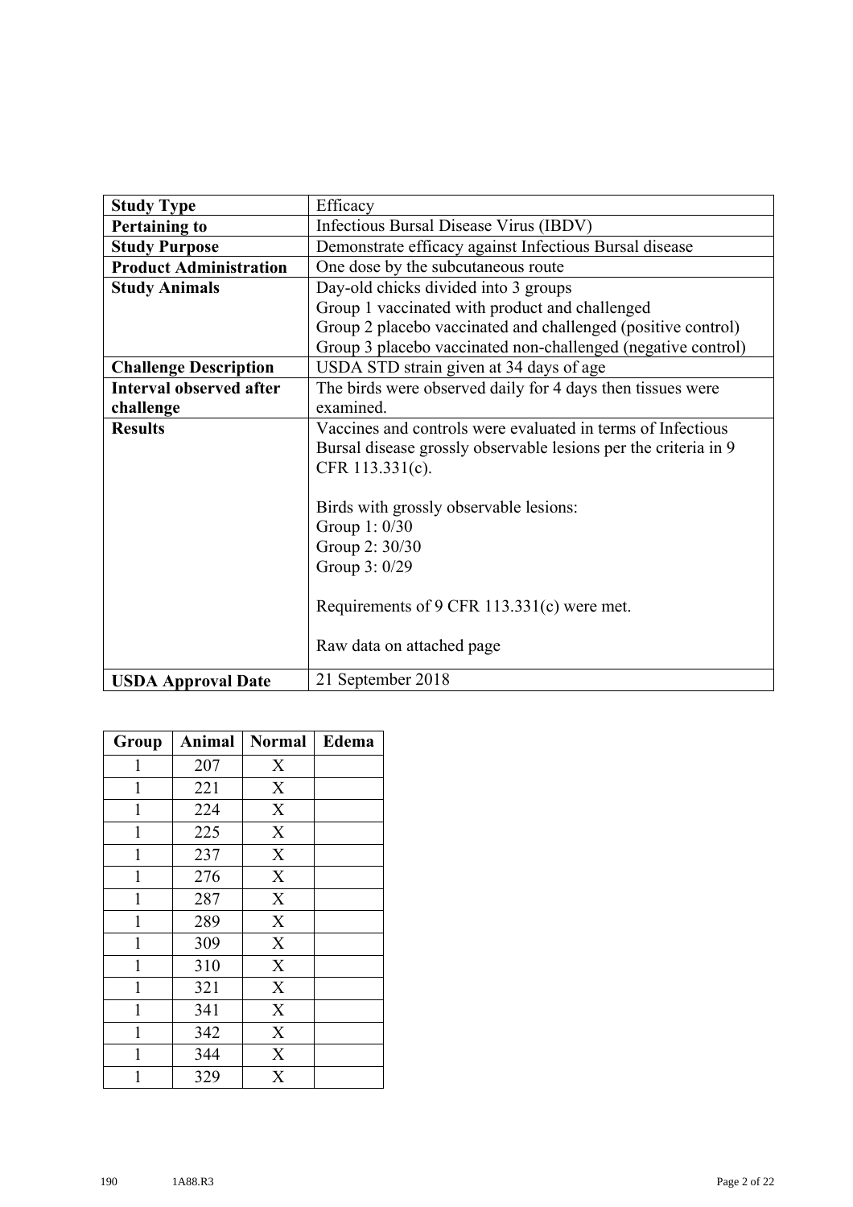| **Study Type** | Efficacy |
|---|---|
| **Pertaining to** | Infectious Bursal Disease Virus (IBDV) |
| **Study Purpose** | Demonstrate efficacy against Infectious Bursal disease |
| **Product Administration** | One dose by the subcutaneous route |
| **Study Animals** | Day-old chicks divided into 3 groups<br>Group 1 vaccinated with product and challenged<br>Group 2 placebo vaccinated and challenged (positive control)<br>Group 3 placebo vaccinated non-challenged (negative control) |
| **Challenge Description** | USDA STD strain given at 34 days of age |
| **Interval observed after challenge** | The birds were observed daily for 4 days then tissues were examined. |
| **Results** | Vaccines and controls were evaluated in terms of Infectious Bursal disease grossly observable lesions per the criteria in 9 CFR 113.331(c).<br><br>Birds with grossly observable lesions:<br>Group 1: 0/30<br>Group 2: 30/30<br>Group 3: 0/29<br><br>Requirements of 9 CFR 113.331(c) were met.<br><br>Raw data on attached page |
| **USDA Approval Date** | 21 September 2018 |

| Group | Animal | Normal | Edema |
|---|---|---|---|
| 1 | 207 | X | |
| 1 | 221 | X | |
| 1 | 224 | X | |
| 1 | 225 | X | |
| 1 | 237 | X | |
| 1 | 276 | X | |
| 1 | 287 | X | |
| 1 | 289 | X | |
| 1 | 309 | X | |
| 1 | 310 | X | |
| 1 | 321 | X | |
| 1 | 341 | X | |
| 1 | 342 | X | |
| 1 | 344 | X | |
| 1 | 329 | X | |

190 1A88.R3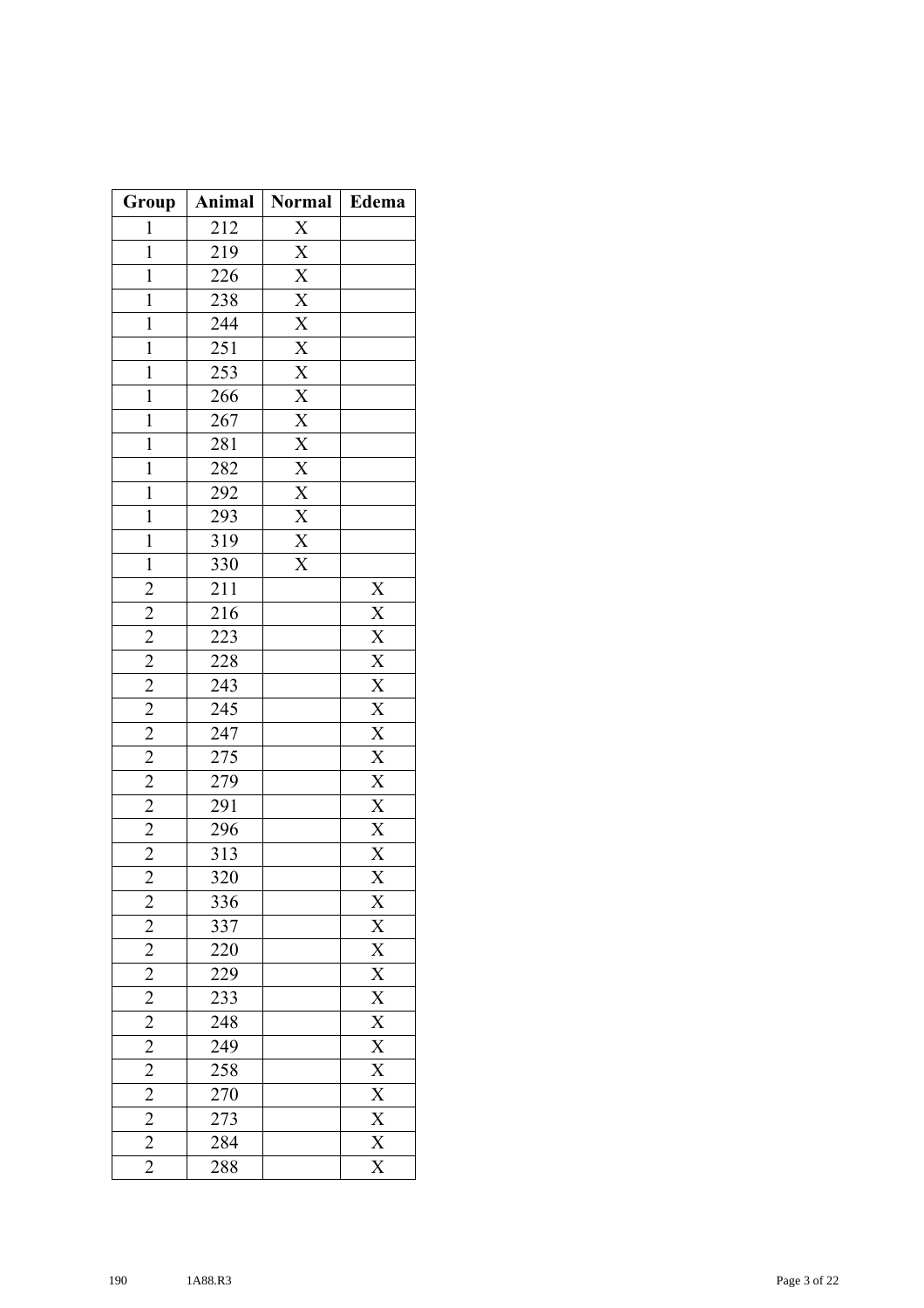| Group | Animal | Normal | Edema |
|---|---|---|---|
| 1 | 212 | X | |
| 1 | 219 | X | |
| 1 | 226 | X | |
| 1 | 238 | X | |
| 1 | 244 | X | |
| 1 | 251 | X | |
| 1 | 253 | X | |
| 1 | 266 | X | |
| 1 | 267 | X | |
| 1 | 281 | X | |
| 1 | 282 | X | |
| 1 | 292 | X | |
| 1 | 293 | X | |
| 1 | 319 | X | |
| 1 | 330 | X | |
| 2 | 211 | | X |
| 2 | 216 | | X |
| 2 | 223 | | X |
| 2 | 228 | | X |
| 2 | 243 | | X |
| 2 | 245 | | X |
| 2 | 247 | | X |
| 2 | 275 | | X |
| 2 | 279 | | X |
| 2 | 291 | | X |
| 2 | 296 | | X |
| 2 | 313 | | X |
| 2 | 320 | | X |
| 2 | 336 | | X |
| 2 | 337 | | X |
| 2 | 220 | | X |
| 2 | 229 | | X |
| 2 | 233 | | X |
| 2 | 248 | | X |
| 2 | 249 | | X |
| 2 | 258 | | X |
| 2 | 270 | | X |
| 2 | 273 | | X |
| 2 | 284 | | X |
| 2 | 288 | | X |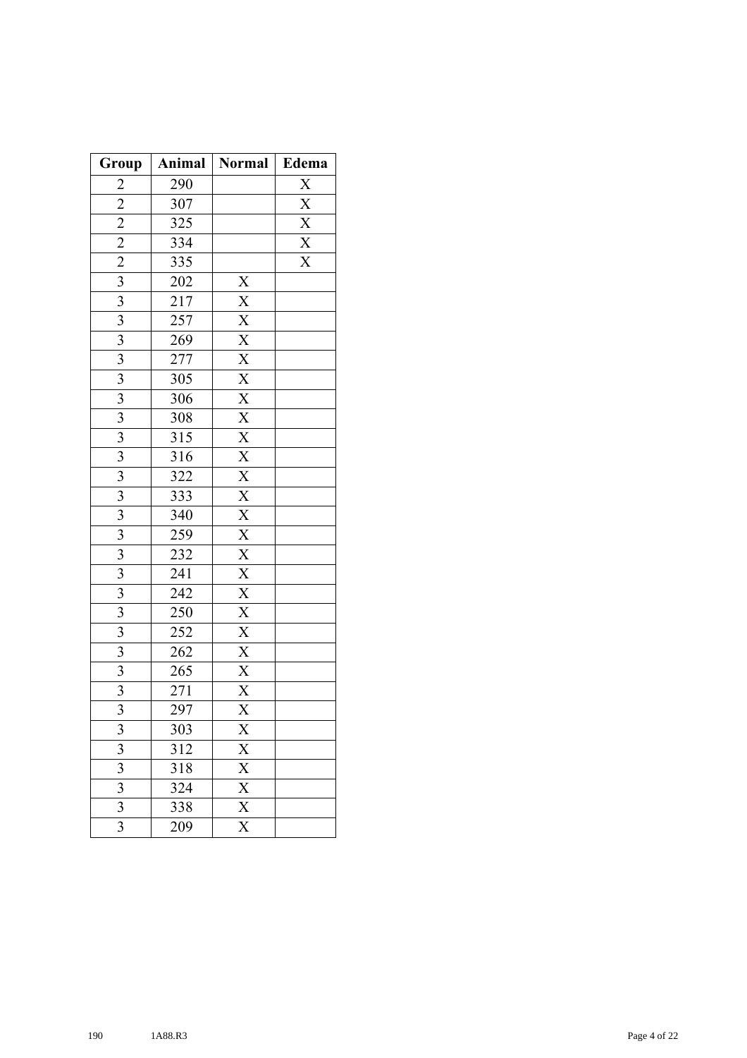| Group | Animal | Normal | Edema |
|---|---|---|---|
| 2 | 290 | | X |
| 2 | 307 | | X |
| 2 | 325 | | X |
| 2 | 334 | | X |
| 2 | 335 | | X |
| 3 | 202 | X | |
| 3 | 217 | X | |
| 3 | 257 | X | |
| 3 | 269 | X | |
| 3 | 277 | X | |
| 3 | 305 | X | |
| 3 | 306 | X | |
| 3 | 308 | X | |
| 3 | 315 | X | |
| 3 | 316 | X | |
| 3 | 322 | X | |
| 3 | 333 | X | |
| 3 | 340 | X | |
| 3 | 259 | X | |
| 3 | 232 | X | |
| 3 | 241 | X | |
| 3 | 242 | X | |
| 3 | 250 | X | |
| 3 | 252 | X | |
| 3 | 262 | X | |
| 3 | 265 | X | |
| 3 | 271 | X | |
| 3 | 297 | X | |
| 3 | 303 | X | |
| 3 | 312 | X | |
| 3 | 318 | X | |
| 3 | 324 | X | |
| 3 | 338 | X | |
| 3 | 209 | X | |

190 1A88.R3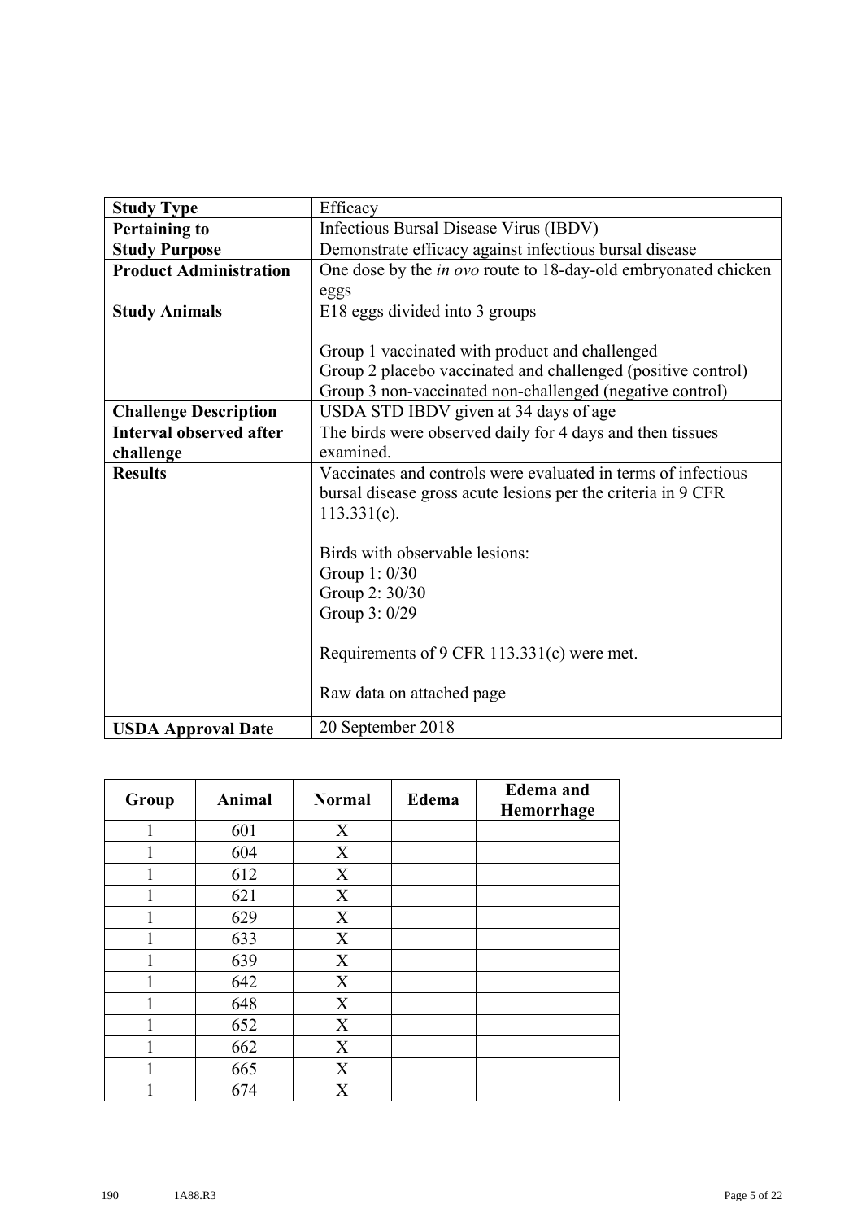| Study Type | Efficacy |
|---|---|
| **Pertaining to** | Infectious Bursal Disease Virus (IBDV) |
| **Study Purpose** | Demonstrate efficacy against infectious bursal disease |
| **Product Administration** | One dose by the *in ovo* route to 18-day-old embryonated chicken eggs |
| **Study Animals** | E18 eggs divided into 3 groups<br><br>Group 1 vaccinated with product and challenged<br>Group 2 placebo vaccinated and challenged (positive control)<br>Group 3 non-vaccinated non-challenged (negative control) |
| **Challenge Description** | USDA STD IBDV given at 34 days of age |
| **Interval observed after challenge** | The birds were observed daily for 4 days and then tissues examined. |
| **Results** | Vaccinates and controls were evaluated in terms of infectious bursal disease gross acute lesions per the criteria in 9 CFR 113.331(c).<br><br>Birds with observable lesions:<br>Group 1: 0/30<br>Group 2: 30/30<br>Group 3: 0/29<br><br>Requirements of 9 CFR 113.331(c) were met.<br><br>Raw data on attached page |
| **USDA Approval Date** | 20 September 2018 |

| Group | Animal | Normal | Edema | Edema and Hemorrhage |
|---|---|---|---|---|
| 1 | 601 | X | | |
| 1 | 604 | X | | |
| 1 | 612 | X | | |
| 1 | 621 | X | | |
| 1 | 629 | X | | |
| 1 | 633 | X | | |
| 1 | 639 | X | | |
| 1 | 642 | X | | |
| 1 | 648 | X | | |
| 1 | 652 | X | | |
| 1 | 662 | X | | |
| 1 | 665 | X | | |
| 1 | 674 | X | | |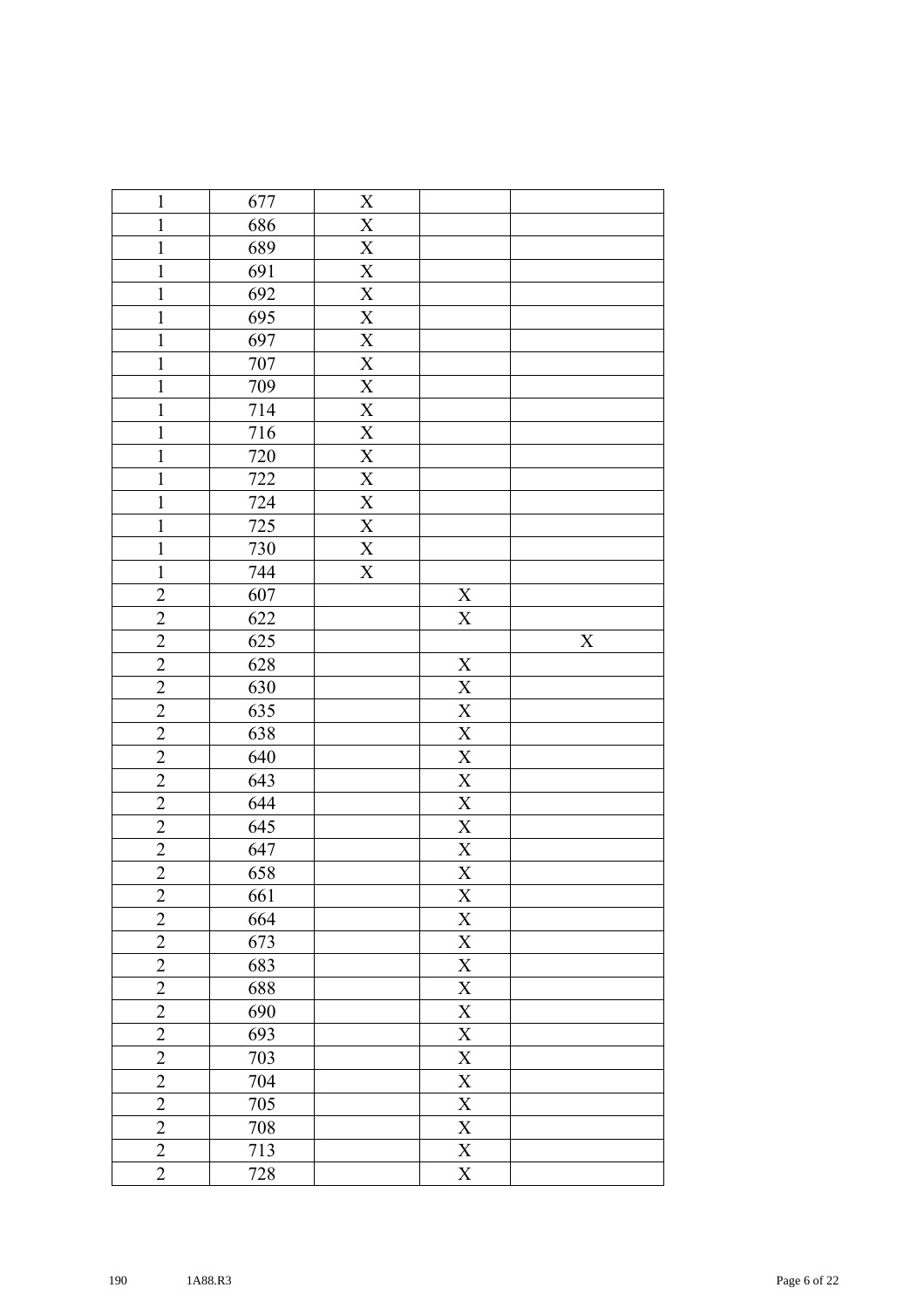| | | | | |
|---|---|---|---|---|
| 1 | 677 | X | | |
| 1 | 686 | X | | |
| 1 | 689 | X | | |
| 1 | 691 | X | | |
| 1 | 692 | X | | |
| 1 | 695 | X | | |
| 1 | 697 | X | | |
| 1 | 707 | X | | |
| 1 | 709 | X | | |
| 1 | 714 | X | | |
| 1 | 716 | X | | |
| 1 | 720 | X | | |
| 1 | 722 | X | | |
| 1 | 724 | X | | |
| 1 | 725 | X | | |
| 1 | 730 | X | | |
| 1 | 744 | X | | |
| 2 | 607 | | X | |
| 2 | 622 | | X | |
| 2 | 625 | | | X |
| 2 | 628 | | X | |
| 2 | 630 | | X | |
| 2 | 635 | | X | |
| 2 | 638 | | X | |
| 2 | 640 | | X | |
| 2 | 643 | | X | |
| 2 | 644 | | X | |
| 2 | 645 | | X | |
| 2 | 647 | | X | |
| 2 | 658 | | X | |
| 2 | 661 | | X | |
| 2 | 664 | | X | |
| 2 | 673 | | X | |
| 2 | 683 | | X | |
| 2 | 688 | | X | |
| 2 | 690 | | X | |
| 2 | 693 | | X | |
| 2 | 703 | | X | |
| 2 | 704 | | X | |
| 2 | 705 | | X | |
| 2 | 708 | | X | |
| 2 | 713 | | X | |
| 2 | 728 | | X | |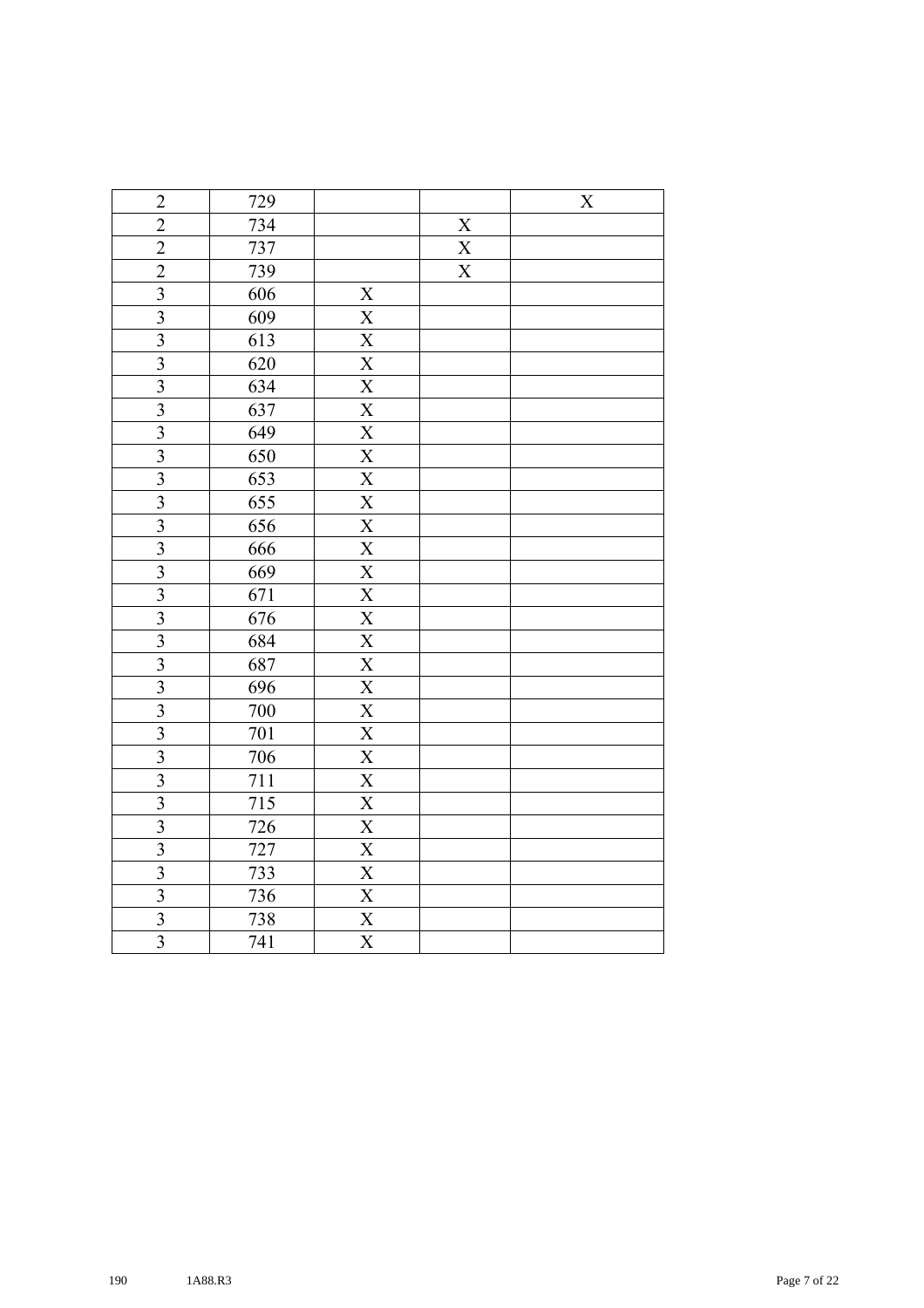| | | | | |
|---|---|---|---|---|
| 2 | 729 | | | X |
| 2 | 734 | | X | |
| 2 | 737 | | X | |
| 2 | 739 | | X | |
| 3 | 606 | X | | |
| 3 | 609 | X | | |
| 3 | 613 | X | | |
| 3 | 620 | X | | |
| 3 | 634 | X | | |
| 3 | 637 | X | | |
| 3 | 649 | X | | |
| 3 | 650 | X | | |
| 3 | 653 | X | | |
| 3 | 655 | X | | |
| 3 | 656 | X | | |
| 3 | 666 | X | | |
| 3 | 669 | X | | |
| 3 | 671 | X | | |
| 3 | 676 | X | | |
| 3 | 684 | X | | |
| 3 | 687 | X | | |
| 3 | 696 | X | | |
| 3 | 700 | X | | |
| 3 | 701 | X | | |
| 3 | 706 | X | | |
| 3 | 711 | X | | |
| 3 | 715 | X | | |
| 3 | 726 | X | | |
| 3 | 727 | X | | |
| 3 | 733 | X | | |
| 3 | 736 | X | | |
| 3 | 738 | X | | |
| 3 | 741 | X | | |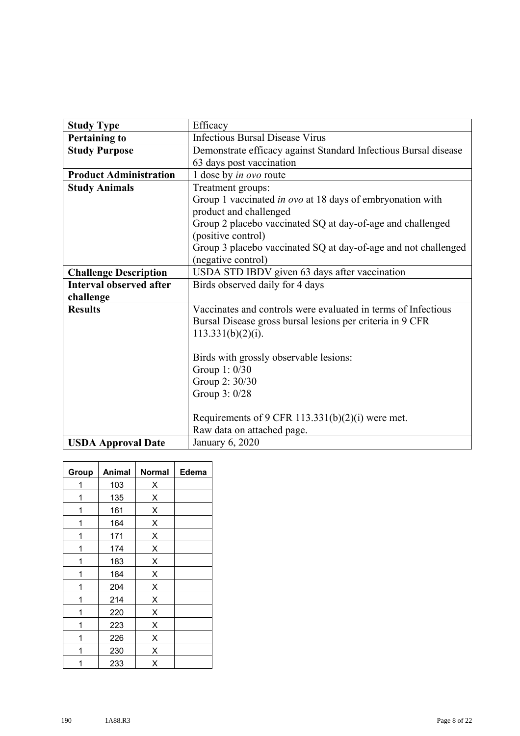| **Study Type** | Efficacy |
|---|---|
| **Pertaining to** | Infectious Bursal Disease Virus |
| **Study Purpose** | Demonstrate efficacy against Standard Infectious Bursal disease 63 days post vaccination |
| **Product Administration** | 1 dose by *in ovo* route |
| **Study Animals** | Treatment groups:<br>Group 1 vaccinated *in ovo* at 18 days of embryonation with product and challenged<br>Group 2 placebo vaccinated SQ at day-of-age and challenged (positive control)<br>Group 3 placebo vaccinated SQ at day-of-age and not challenged (negative control) |
| **Challenge Description** | USDA STD IBDV given 63 days after vaccination |
| **Interval observed after challenge** | Birds observed daily for 4 days |
| **Results** | Vaccinates and controls were evaluated in terms of Infectious Bursal Disease gross bursal lesions per criteria in 9 CFR 113.331(b)(2)(i).<br><br>Birds with grossly observable lesions:<br>Group 1: 0/30<br>Group 2: 30/30<br>Group 3: 0/28<br><br>Requirements of 9 CFR 113.331(b)(2)(i) were met.<br>Raw data on attached page. |
| **USDA Approval Date** | January 6, 2020 |

| Group | Animal | Normal | Edema |
|---|---|---|---|
| 1 | 103 | X | |
| 1 | 135 | X | |
| 1 | 161 | X | |
| 1 | 164 | X | |
| 1 | 171 | X | |
| 1 | 174 | X | |
| 1 | 183 | X | |
| 1 | 184 | X | |
| 1 | 204 | X | |
| 1 | 214 | X | |
| 1 | 220 | X | |
| 1 | 223 | X | |
| 1 | 226 | X | |
| 1 | 230 | X | |
| 1 | 233 | X | |

190 1A88.R3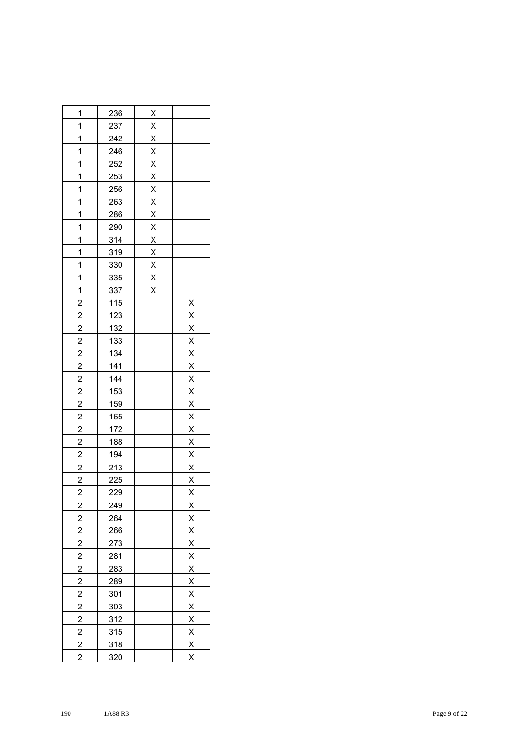| | | | |
|---|---|---|---|
| 1 | 236 | X | |
| 1 | 237 | X | |
| 1 | 242 | X | |
| 1 | 246 | X | |
| 1 | 252 | X | |
| 1 | 253 | X | |
| 1 | 256 | X | |
| 1 | 263 | X | |
| 1 | 286 | X | |
| 1 | 290 | X | |
| 1 | 314 | X | |
| 1 | 319 | X | |
| 1 | 330 | X | |
| 1 | 335 | X | |
| 1 | 337 | X | |
| 2 | 115 | | X |
| 2 | 123 | | X |
| 2 | 132 | | X |
| 2 | 133 | | X |
| 2 | 134 | | X |
| 2 | 141 | | X |
| 2 | 144 | | X |
| 2 | 153 | | X |
| 2 | 159 | | X |
| 2 | 165 | | X |
| 2 | 172 | | X |
| 2 | 188 | | X |
| 2 | 194 | | X |
| 2 | 213 | | X |
| 2 | 225 | | X |
| 2 | 229 | | X |
| 2 | 249 | | X |
| 2 | 264 | | X |
| 2 | 266 | | X |
| 2 | 273 | | X |
| 2 | 281 | | X |
| 2 | 283 | | X |
| 2 | 289 | | X |
| 2 | 301 | | X |
| 2 | 303 | | X |
| 2 | 312 | | X |
| 2 | 315 | | X |
| 2 | 318 | | X |
| 2 | 320 | | X |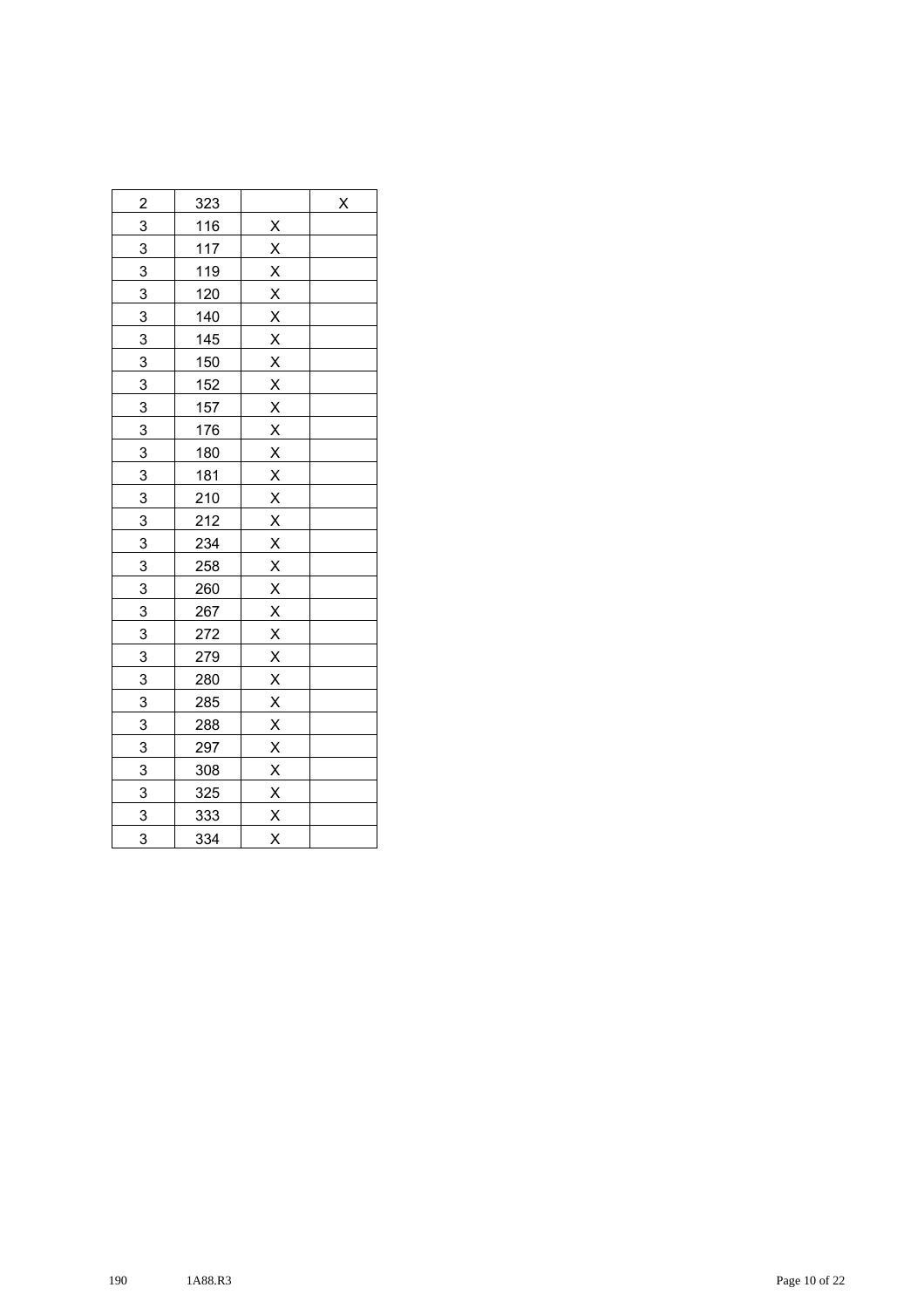| | | | |
|---|---|---|---|
| 2 | 323 | | X |
| 3 | 116 | X | |
| 3 | 117 | X | |
| 3 | 119 | X | |
| 3 | 120 | X | |
| 3 | 140 | X | |
| 3 | 145 | X | |
| 3 | 150 | X | |
| 3 | 152 | X | |
| 3 | 157 | X | |
| 3 | 176 | X | |
| 3 | 180 | X | |
| 3 | 181 | X | |
| 3 | 210 | X | |
| 3 | 212 | X | |
| 3 | 234 | X | |
| 3 | 258 | X | |
| 3 | 260 | X | |
| 3 | 267 | X | |
| 3 | 272 | X | |
| 3 | 279 | X | |
| 3 | 280 | X | |
| 3 | 285 | X | |
| 3 | 288 | X | |
| 3 | 297 | X | |
| 3 | 308 | X | |
| 3 | 325 | X | |
| 3 | 333 | X | |
| 3 | 334 | X | |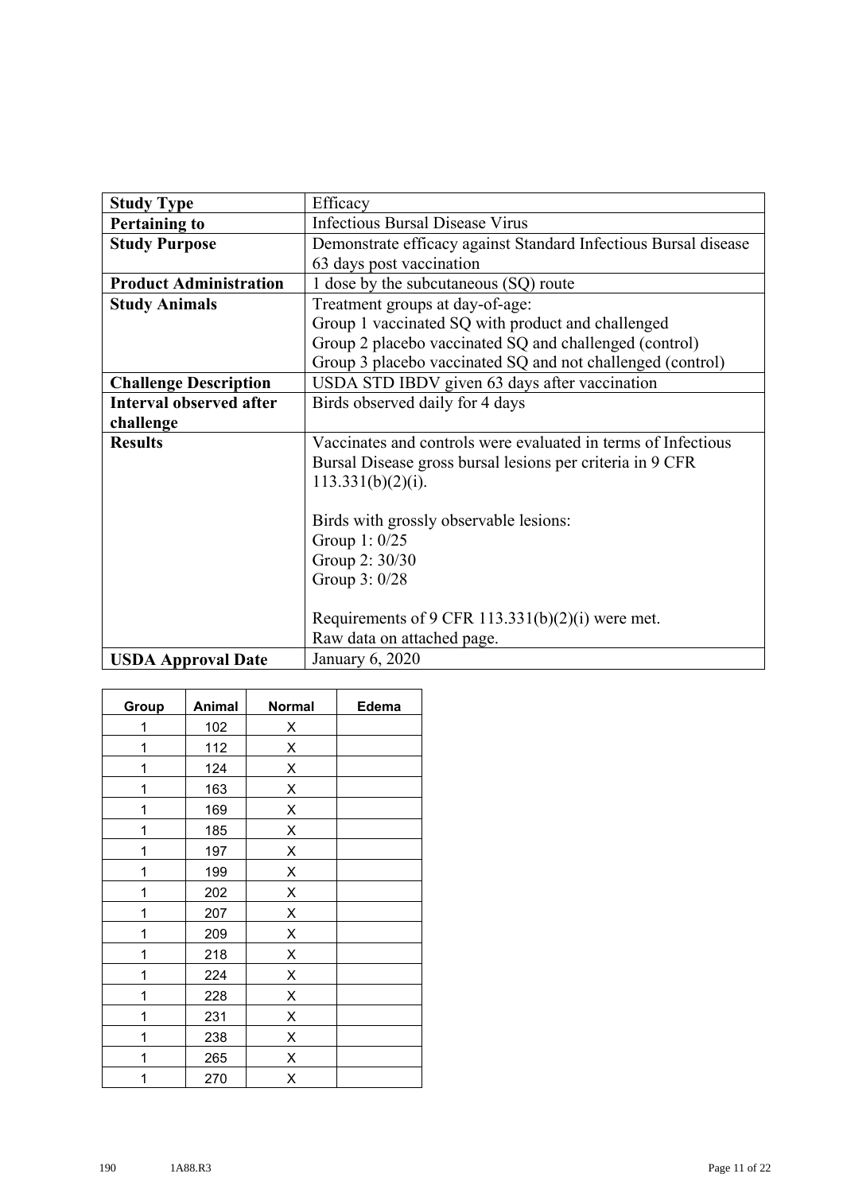| **Study Type** | Efficacy |
| --- | --- |
| **Pertaining to** | Infectious Bursal Disease Virus |
| **Study Purpose** | Demonstrate efficacy against Standard Infectious Bursal disease 63 days post vaccination |
| **Product Administration** | 1 dose by the subcutaneous (SQ) route |
| **Study Animals** | Treatment groups at day-of-age:<br>Group 1 vaccinated SQ with product and challenged<br>Group 2 placebo vaccinated SQ and challenged (control)<br>Group 3 placebo vaccinated SQ and not challenged (control) |
| **Challenge Description** | USDA STD IBDV given 63 days after vaccination |
| **Interval observed after challenge** | Birds observed daily for 4 days |
| **Results** | Vaccinates and controls were evaluated in terms of Infectious Bursal Disease gross bursal lesions per criteria in 9 CFR 113.331(b)(2)(i).<br><br>Birds with grossly observable lesions:<br>Group 1: 0/25<br>Group 2: 30/30<br>Group 3: 0/28<br><br>Requirements of 9 CFR 113.331(b)(2)(i) were met.<br>Raw data on attached page. |
| **USDA Approval Date** | January 6, 2020 |

| Group | Animal | Normal | Edema |
| --- | --- | --- | --- |
| 1 | 102 | X | |
| 1 | 112 | X | |
| 1 | 124 | X | |
| 1 | 163 | X | |
| 1 | 169 | X | |
| 1 | 185 | X | |
| 1 | 197 | X | |
| 1 | 199 | X | |
| 1 | 202 | X | |
| 1 | 207 | X | |
| 1 | 209 | X | |
| 1 | 218 | X | |
| 1 | 224 | X | |
| 1 | 228 | X | |
| 1 | 231 | X | |
| 1 | 238 | X | |
| 1 | 265 | X | |
| 1 | 270 | X | |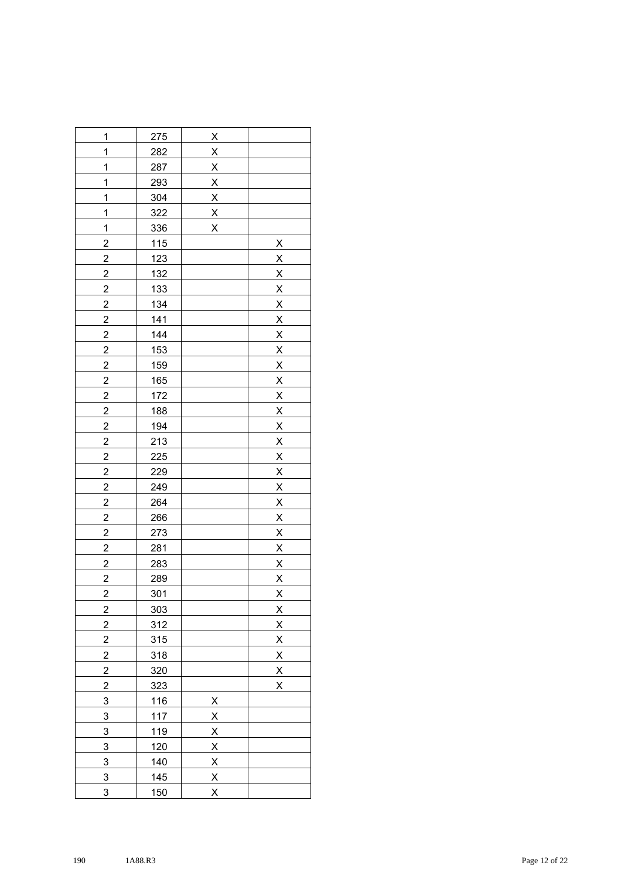|   |   |   |   |
|---|---|---|---|
| 1 | 275 | X | |
| 1 | 282 | X | |
| 1 | 287 | X | |
| 1 | 293 | X | |
| 1 | 304 | X | |
| 1 | 322 | X | |
| 1 | 336 | X | |
| 2 | 115 | | X |
| 2 | 123 | | X |
| 2 | 132 | | X |
| 2 | 133 | | X |
| 2 | 134 | | X |
| 2 | 141 | | X |
| 2 | 144 | | X |
| 2 | 153 | | X |
| 2 | 159 | | X |
| 2 | 165 | | X |
| 2 | 172 | | X |
| 2 | 188 | | X |
| 2 | 194 | | X |
| 2 | 213 | | X |
| 2 | 225 | | X |
| 2 | 229 | | X |
| 2 | 249 | | X |
| 2 | 264 | | X |
| 2 | 266 | | X |
| 2 | 273 | | X |
| 2 | 281 | | X |
| 2 | 283 | | X |
| 2 | 289 | | X |
| 2 | 301 | | X |
| 2 | 303 | | X |
| 2 | 312 | | X |
| 2 | 315 | | X |
| 2 | 318 | | X |
| 2 | 320 | | X |
| 2 | 323 | | X |
| 3 | 116 | X | |
| 3 | 117 | X | |
| 3 | 119 | X | |
| 3 | 120 | X | |
| 3 | 140 | X | |
| 3 | 145 | X | |
| 3 | 150 | X | |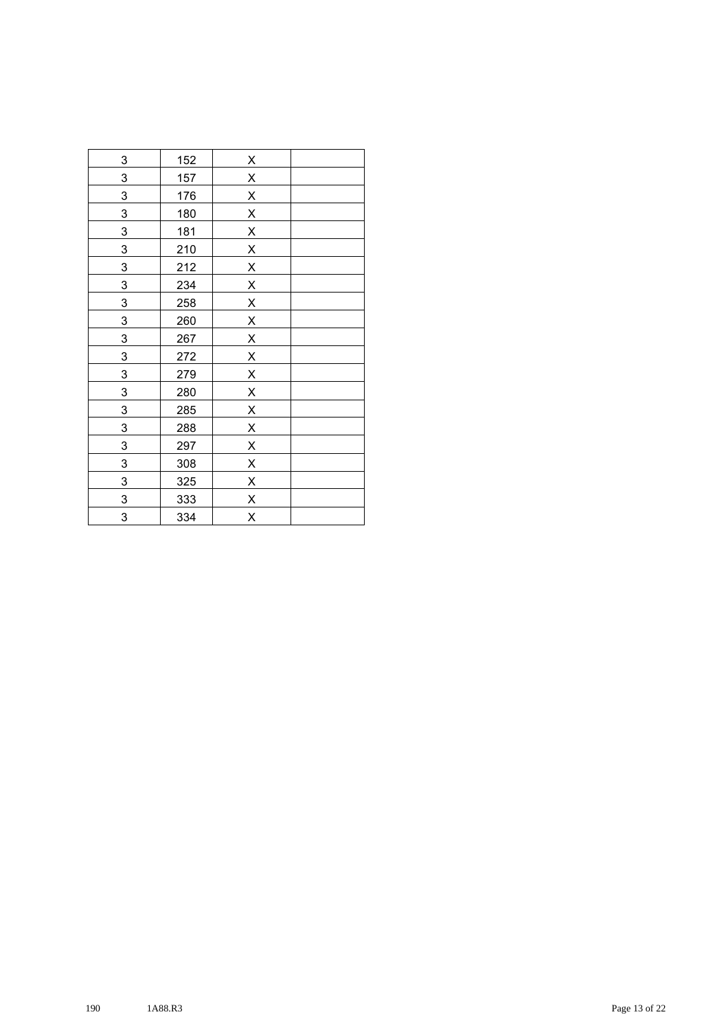| | | | |
|---|---|---|---|
| 3 | 152 | X | |
| 3 | 157 | X | |
| 3 | 176 | X | |
| 3 | 180 | X | |
| 3 | 181 | X | |
| 3 | 210 | X | |
| 3 | 212 | X | |
| 3 | 234 | X | |
| 3 | 258 | X | |
| 3 | 260 | X | |
| 3 | 267 | X | |
| 3 | 272 | X | |
| 3 | 279 | X | |
| 3 | 280 | X | |
| 3 | 285 | X | |
| 3 | 288 | X | |
| 3 | 297 | X | |
| 3 | 308 | X | |
| 3 | 325 | X | |
| 3 | 333 | X | |
| 3 | 334 | X | |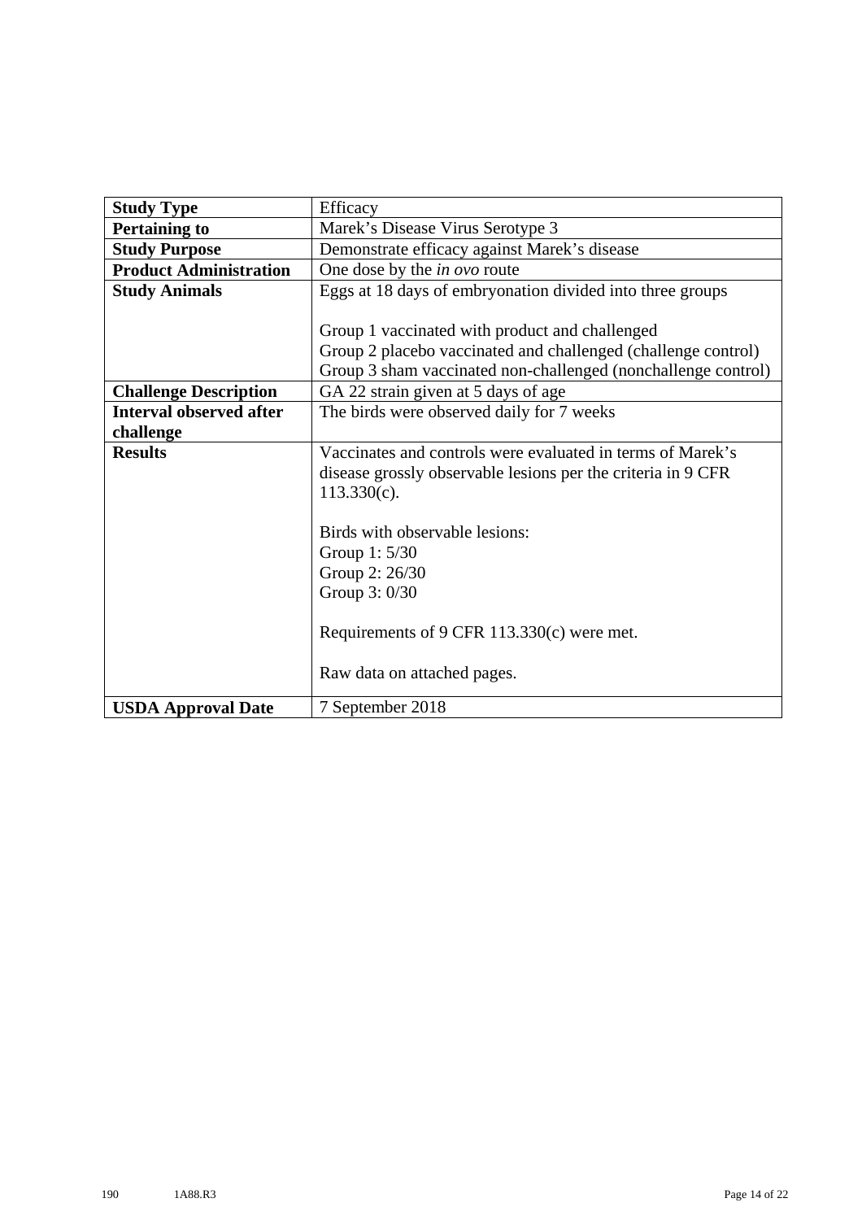| **Study Type** | Efficacy |
|---|---|
| **Pertaining to** | Marek's Disease Virus Serotype 3 |
| **Study Purpose** | Demonstrate efficacy against Marek's disease |
| **Product Administration** | One dose by the *in ovo* route |
| **Study Animals** | Eggs at 18 days of embryonation divided into three groups<br><br>Group 1 vaccinated with product and challenged<br>Group 2 placebo vaccinated and challenged (challenge control)<br>Group 3 sham vaccinated non-challenged (nonchallenge control) |
| **Challenge Description** | GA 22 strain given at 5 days of age |
| **Interval observed after challenge** | The birds were observed daily for 7 weeks |
| **Results** | Vaccinates and controls were evaluated in terms of Marek's disease grossly observable lesions per the criteria in 9 CFR 113.330(c).<br><br>Birds with observable lesions:<br>Group 1: 5/30<br>Group 2: 26/30<br>Group 3: 0/30<br><br>Requirements of 9 CFR 113.330(c) were met.<br><br>Raw data on attached pages. |
| **USDA Approval Date** | 7 September 2018 |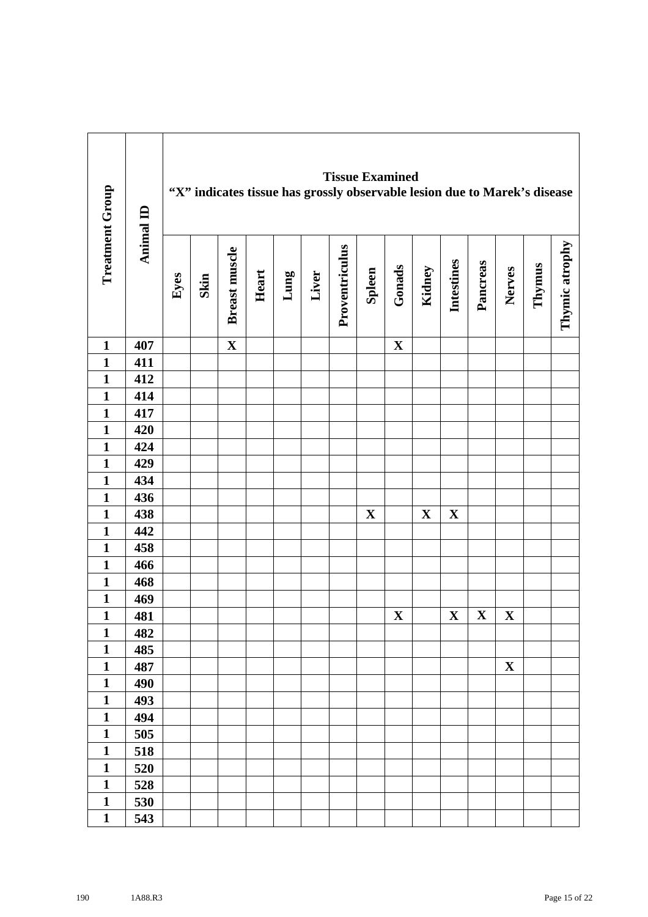| Treatment Group | Animal ID | Tissue Examined "X" indicates tissue has grossly observable lesion due to Marek's disease | | | | | | | | | | | | | | |
|---|---|---|---|---|---|---|---|---|---|---|---|---|---|---|---|---|
| | | Eyes | Skin | Breast muscle | Heart | Lung | Liver | Proventriculus | Spleen | Gonads | Kidney | Intestines | Pancreas | Nerves | Thymus | Thymic atrophy |
| 1 | 407 | | | X | | | | | | X | | | | | | |
| 1 | 411 | | | | | | | | | | | | | | | |
| 1 | 412 | | | | | | | | | | | | | | | |
| 1 | 414 | | | | | | | | | | | | | | | |
| 1 | 417 | | | | | | | | | | | | | | | |
| 1 | 420 | | | | | | | | | | | | | | | |
| 1 | 424 | | | | | | | | | | | | | | | |
| 1 | 429 | | | | | | | | | | | | | | | |
| 1 | 434 | | | | | | | | | | | | | | | |
| 1 | 436 | | | | | | | | | | | | | | | |
| 1 | 438 | | | | | | | | X | | X | X | | | | |
| 1 | 442 | | | | | | | | | | | | | | | |
| 1 | 458 | | | | | | | | | | | | | | | |
| 1 | 466 | | | | | | | | | | | | | | | |
| 1 | 468 | | | | | | | | | | | | | | | |
| 1 | 469 | | | | | | | | | | | | | | | |
| 1 | 481 | | | | | | | | | X | | X | X | X | | |
| 1 | 482 | | | | | | | | | | | | | | | |
| 1 | 485 | | | | | | | | | | | | | | | |
| 1 | 487 | | | | | | | | | | | | | X | | |
| 1 | 490 | | | | | | | | | | | | | | | |
| 1 | 493 | | | | | | | | | | | | | | | |
| 1 | 494 | | | | | | | | | | | | | | | |
| 1 | 505 | | | | | | | | | | | | | | | |
| 1 | 518 | | | | | | | | | | | | | | | |
| 1 | 520 | | | | | | | | | | | | | | | |
| 1 | 528 | | | | | | | | | | | | | | | |
| 1 | 530 | | | | | | | | | | | | | | | |
| 1 | 543 | | | | | | | | | | | | | | | |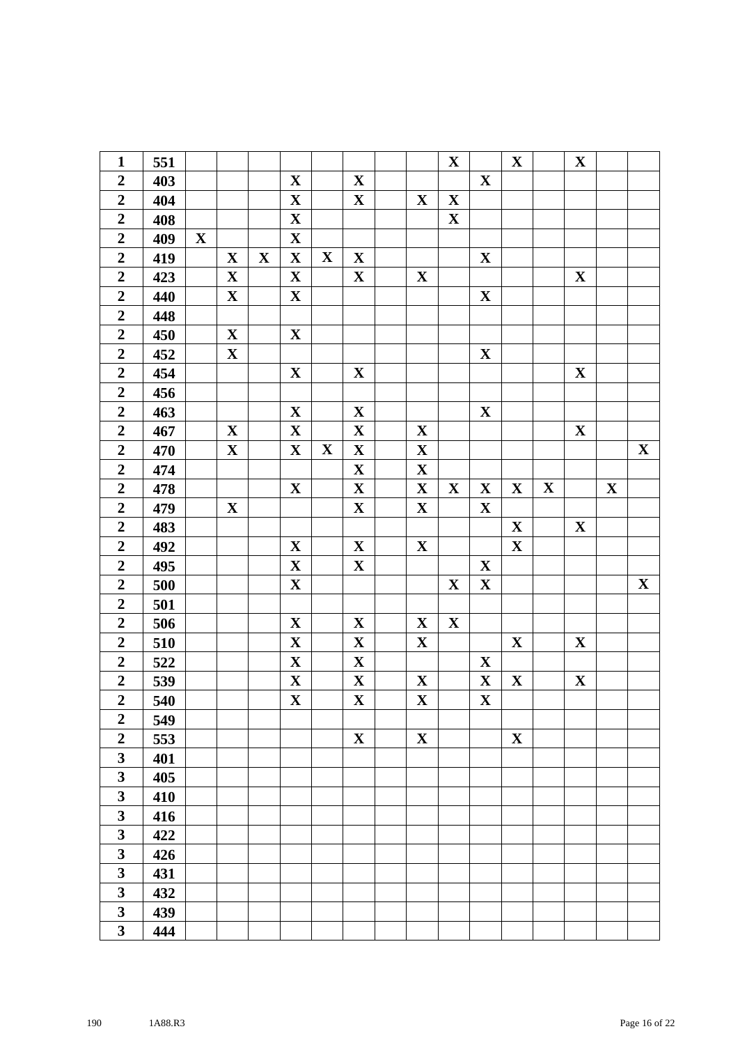| | | | | | | | | | | | | | | | | |
|---|---|---|---|---|---|---|---|---|---|---|---|---|---|---|---|---|
| **1** | **551** | | | | | | | | | **X** | | **X** | | **X** | | |
| **2** | **403** | | | | **X** | | **X** | | | | **X** | | | | | |
| **2** | **404** | | | | **X** | | **X** | | **X** | **X** | | | | | | |
| **2** | **408** | | | | **X** | | | | | **X** | | | | | | |
| **2** | **409** | **X** | | | **X** | | | | | | | | | | | |
| **2** | **419** | | **X** | **X** | **X** | **X** | **X** | | | | **X** | | | | | |
| **2** | **423** | | **X** | | **X** | | **X** | | **X** | | | | | **X** | | |
| **2** | **440** | | **X** | | **X** | | | | | | **X** | | | | | |
| **2** | **448** | | | | | | | | | | | | | | | |
| **2** | **450** | | **X** | | **X** | | | | | | | | | | | |
| **2** | **452** | | **X** | | | | | | | | **X** | | | | | |
| **2** | **454** | | | | **X** | | **X** | | | | | | | **X** | | |
| **2** | **456** | | | | | | | | | | | | | | | |
| **2** | **463** | | | | **X** | | **X** | | | | **X** | | | | | |
| **2** | **467** | | **X** | | **X** | | **X** | | **X** | | | | | **X** | | |
| **2** | **470** | | **X** | | **X** | **X** | **X** | | **X** | | | | | | | **X** |
| **2** | **474** | | | | | | **X** | | **X** | | | | | | | |
| **2** | **478** | | | | **X** | | **X** | | **X** | **X** | **X** | **X** | **X** | | **X** | |
| **2** | **479** | | **X** | | | | **X** | | **X** | | **X** | | | | | |
| **2** | **483** | | | | | | | | | | | **X** | | **X** | | |
| **2** | **492** | | | | **X** | | **X** | | **X** | | | **X** | | | | |
| **2** | **495** | | | | **X** | | **X** | | | | **X** | | | | | |
| **2** | **500** | | | | **X** | | | | | **X** | **X** | | | | | **X** |
| **2** | **501** | | | | | | | | | | | | | | | |
| **2** | **506** | | | | **X** | | **X** | | **X** | **X** | | | | | | |
| **2** | **510** | | | | **X** | | **X** | | **X** | | | **X** | | **X** | | |
| **2** | **522** | | | | **X** | | **X** | | | | **X** | | | | | |
| **2** | **539** | | | | **X** | | **X** | | **X** | | **X** | **X** | | **X** | | |
| **2** | **540** | | | | **X** | | **X** | | **X** | | **X** | | | | | |
| **2** | **549** | | | | | | | | | | | | | | | |
| **2** | **553** | | | | | | **X** | | **X** | | | **X** | | | | |
| **3** | **401** | | | | | | | | | | | | | | | |
| **3** | **405** | | | | | | | | | | | | | | | |
| **3** | **410** | | | | | | | | | | | | | | | |
| **3** | **416** | | | | | | | | | | | | | | | |
| **3** | **422** | | | | | | | | | | | | | | | |
| **3** | **426** | | | | | | | | | | | | | | | |
| **3** | **431** | | | | | | | | | | | | | | | |
| **3** | **432** | | | | | | | | | | | | | | | |
| **3** | **439** | | | | | | | | | | | | | | | |
| **3** | **444** | | | | | | | | | | | | | | | |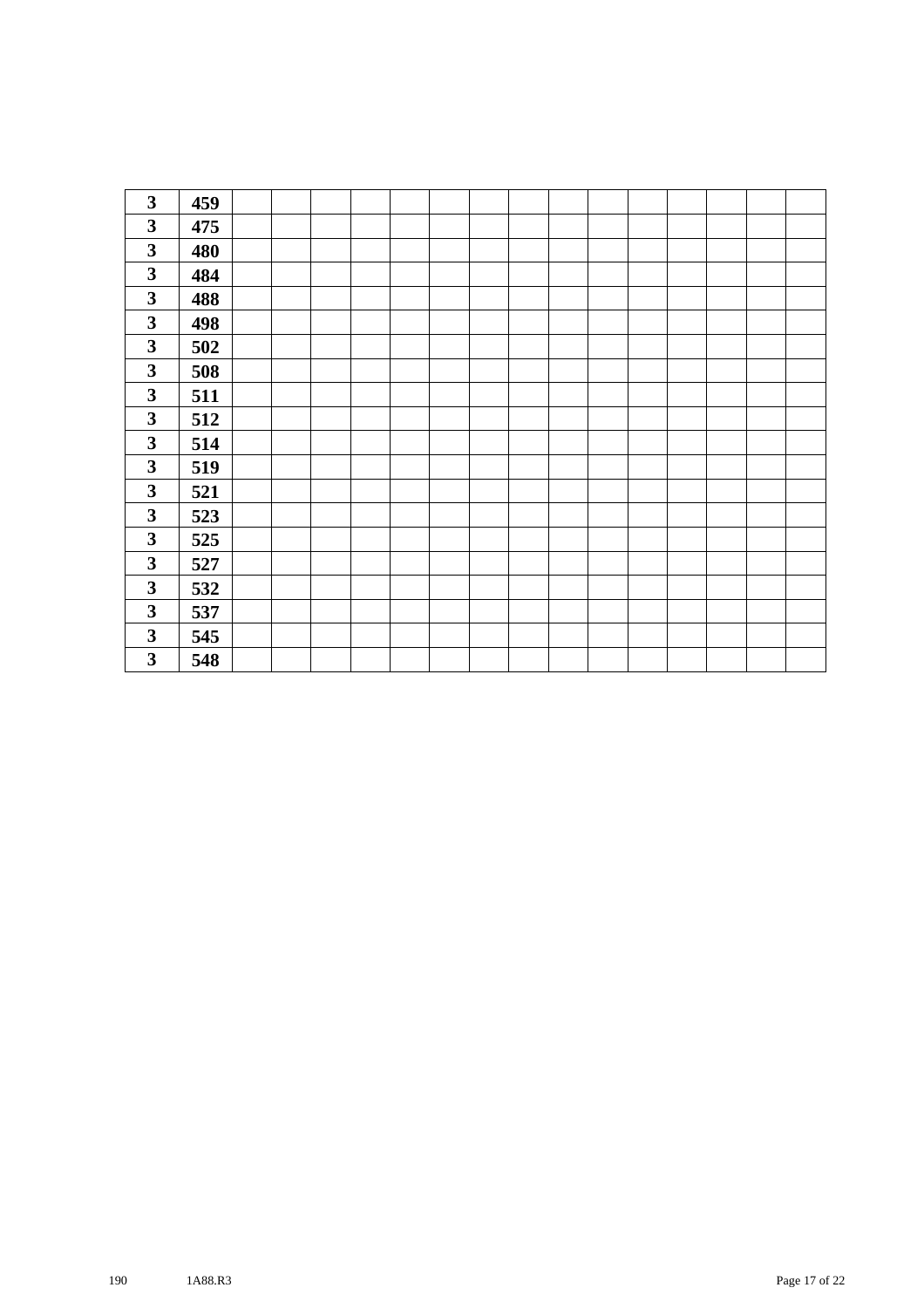| | | | | | | | | | | | | | | | | |
|---|---|---|---|---|---|---|---|---|---|---|---|---|---|---|---|---|
| **3** | **459** | | | | | | | | | | | | | | | |
| **3** | **475** | | | | | | | | | | | | | | | |
| **3** | **480** | | | | | | | | | | | | | | | |
| **3** | **484** | | | | | | | | | | | | | | | |
| **3** | **488** | | | | | | | | | | | | | | | |
| **3** | **498** | | | | | | | | | | | | | | | |
| **3** | **502** | | | | | | | | | | | | | | | |
| **3** | **508** | | | | | | | | | | | | | | | |
| **3** | **511** | | | | | | | | | | | | | | | |
| **3** | **512** | | | | | | | | | | | | | | | |
| **3** | **514** | | | | | | | | | | | | | | | |
| **3** | **519** | | | | | | | | | | | | | | | |
| **3** | **521** | | | | | | | | | | | | | | | |
| **3** | **523** | | | | | | | | | | | | | | | |
| **3** | **525** | | | | | | | | | | | | | | | |
| **3** | **527** | | | | | | | | | | | | | | | |
| **3** | **532** | | | | | | | | | | | | | | | |
| **3** | **537** | | | | | | | | | | | | | | | |
| **3** | **545** | | | | | | | | | | | | | | | |
| **3** | **548** | | | | | | | | | | | | | | | |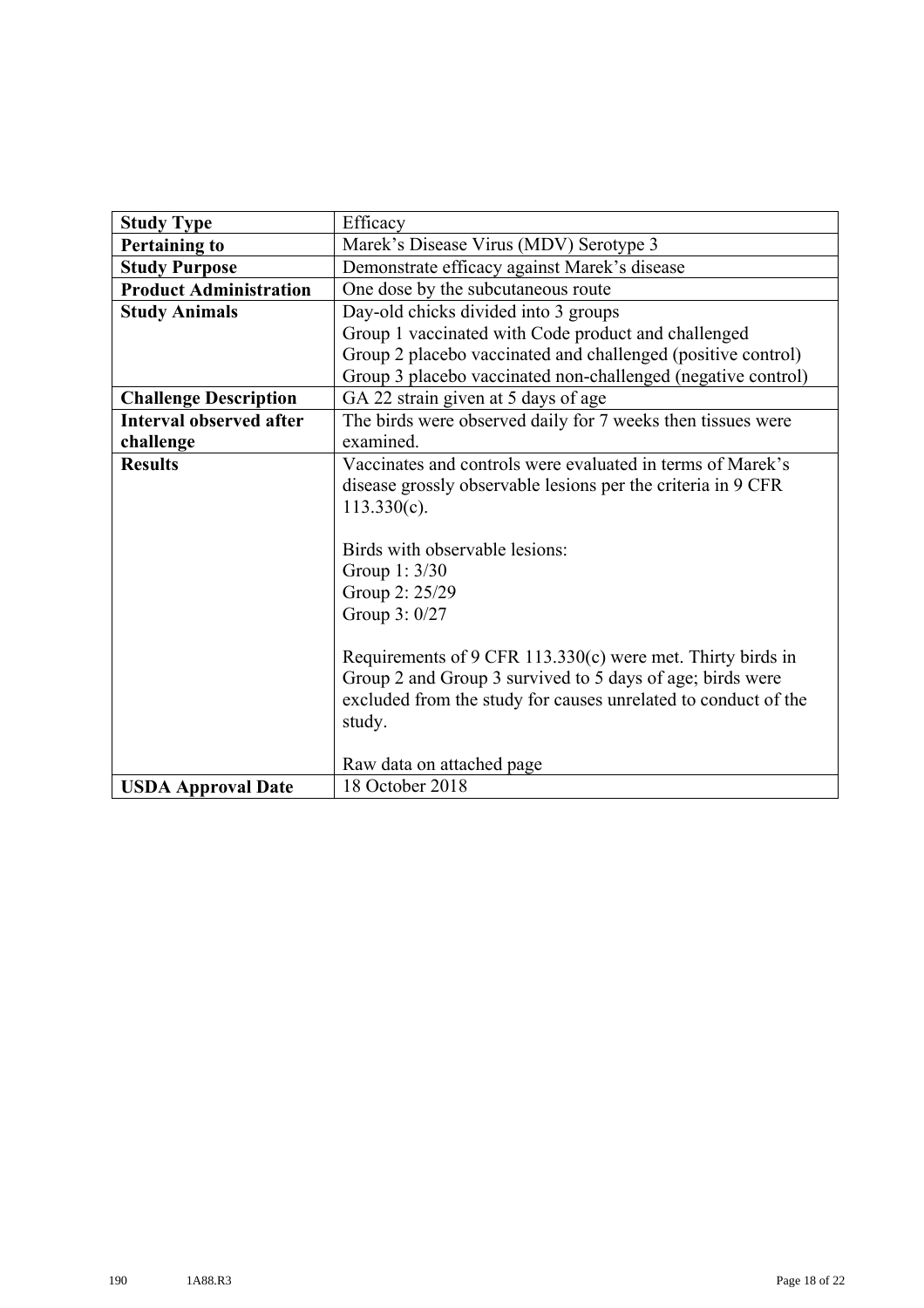| Study Type | Efficacy |
| --- | --- |
| **Pertaining to** | Marek's Disease Virus (MDV) Serotype 3 |
| **Study Purpose** | Demonstrate efficacy against Marek's disease |
| **Product Administration** | One dose by the subcutaneous route |
| **Study Animals** | Day-old chicks divided into 3 groups<br>Group 1 vaccinated with Code product and challenged<br>Group 2 placebo vaccinated and challenged (positive control)<br>Group 3 placebo vaccinated non-challenged (negative control) |
| **Challenge Description** | GA 22 strain given at 5 days of age |
| **Interval observed after challenge** | The birds were observed daily for 7 weeks then tissues were examined. |
| **Results** | Vaccinates and controls were evaluated in terms of Marek's disease grossly observable lesions per the criteria in 9 CFR 113.330(c).<br><br>Birds with observable lesions:<br>Group 1: 3/30<br>Group 2: 25/29<br>Group 3: 0/27<br><br>Requirements of 9 CFR 113.330(c) were met. Thirty birds in Group 2 and Group 3 survived to 5 days of age; birds were excluded from the study for causes unrelated to conduct of the study.<br><br>Raw data on attached page |
| **USDA Approval Date** | 18 October 2018 |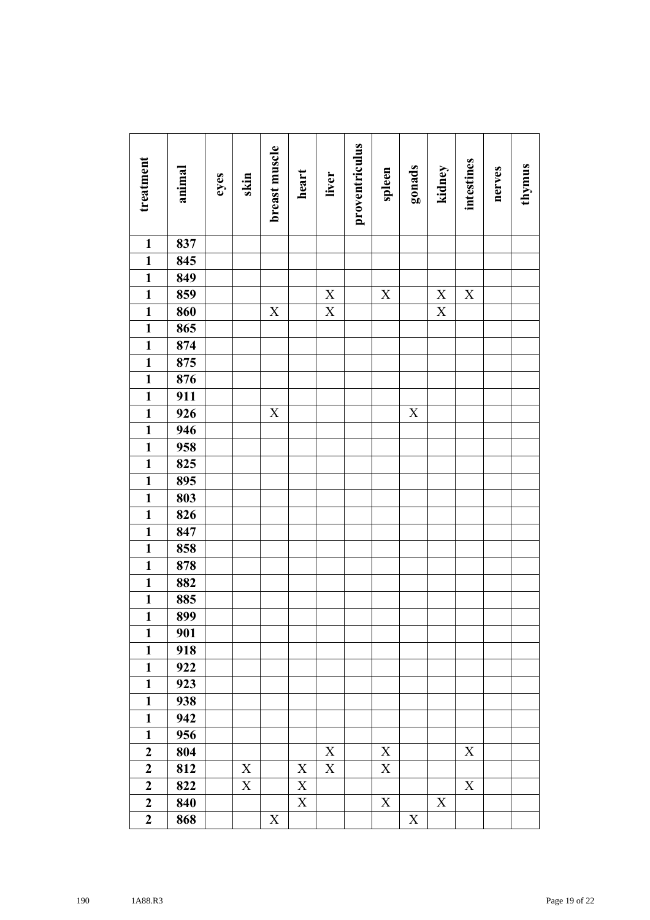| treatment | animal | eyes | skin | breast muscle | heart | liver | proventriculus | spleen | gonads | kidney | intestines | nerves | thymus |
|---|---|---|---|---|---|---|---|---|---|---|---|---|---|
| 1 | 837 | | | | | | | | | | | | |
| 1 | 845 | | | | | | | | | | | | |
| 1 | 849 | | | | | | | | | | | | |
| 1 | 859 | | | | | X | | X | | X | X | | |
| 1 | 860 | | | X | | X | | | | X | | | |
| 1 | 865 | | | | | | | | | | | | |
| 1 | 874 | | | | | | | | | | | | |
| 1 | 875 | | | | | | | | | | | | |
| 1 | 876 | | | | | | | | | | | | |
| 1 | 911 | | | | | | | | | | | | |
| 1 | 926 | | | X | | | | | X | | | | |
| 1 | 946 | | | | | | | | | | | | |
| 1 | 958 | | | | | | | | | | | | |
| 1 | 825 | | | | | | | | | | | | |
| 1 | 895 | | | | | | | | | | | | |
| 1 | 803 | | | | | | | | | | | | |
| 1 | 826 | | | | | | | | | | | | |
| 1 | 847 | | | | | | | | | | | | |
| 1 | 858 | | | | | | | | | | | | |
| 1 | 878 | | | | | | | | | | | | |
| 1 | 882 | | | | | | | | | | | | |
| 1 | 885 | | | | | | | | | | | | |
| 1 | 899 | | | | | | | | | | | | |
| 1 | 901 | | | | | | | | | | | | |
| 1 | 918 | | | | | | | | | | | | |
| 1 | 922 | | | | | | | | | | | | |
| 1 | 923 | | | | | | | | | | | | |
| 1 | 938 | | | | | | | | | | | | |
| 1 | 942 | | | | | | | | | | | | |
| 1 | 956 | | | | | | | | | | | | |
| 2 | 804 | | | | | X | | X | | | X | | |
| 2 | 812 | | X | | X | X | | X | | | | | |
| 2 | 822 | | X | | X | | | | | | X | | |
| 2 | 840 | | | | X | | | X | | X | | | |
| 2 | 868 | | | X | | | | | X | | | | |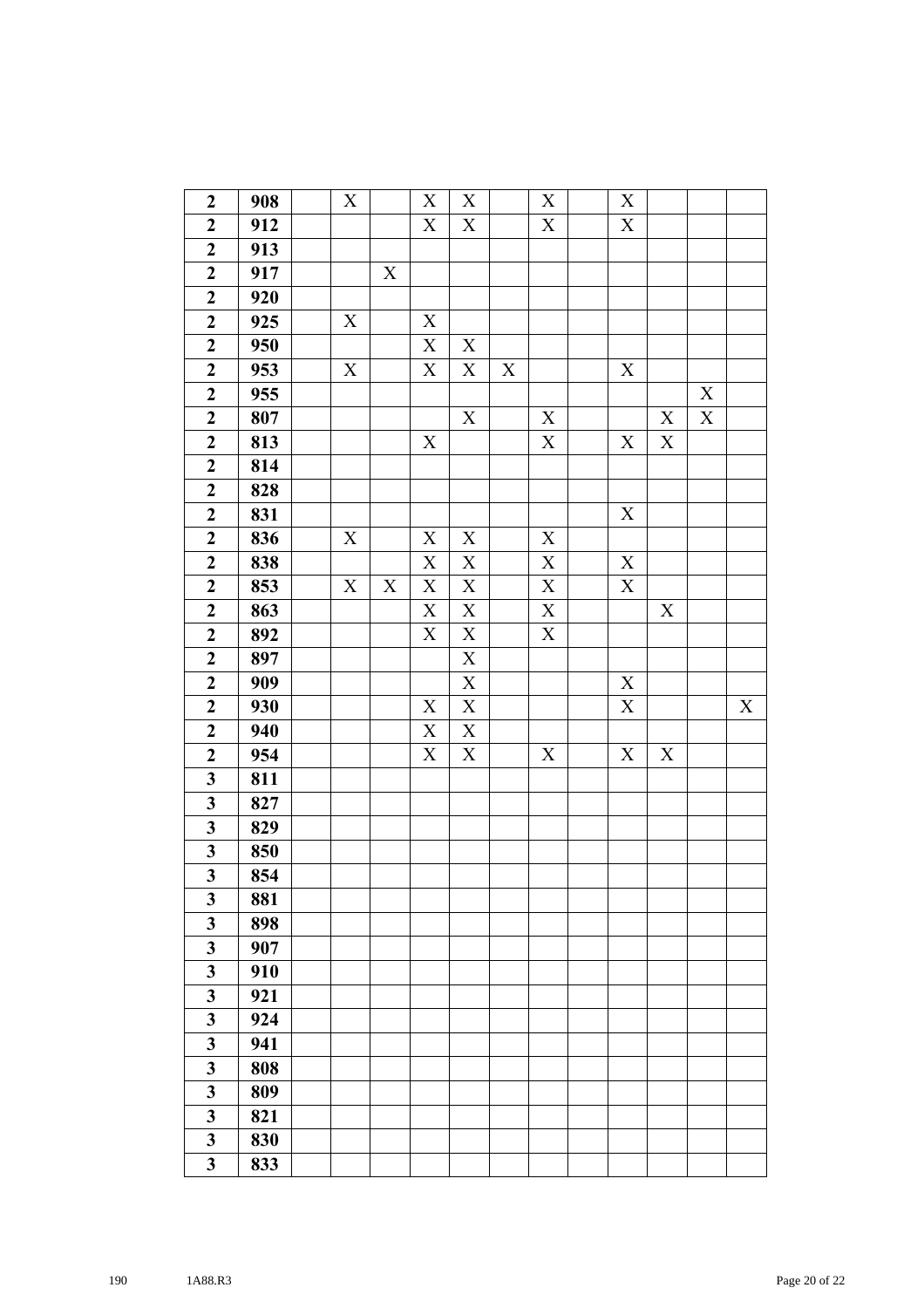| | | | | | | | | | | | | | |
|---|---|---|---|---|---|---|---|---|---|---|---|---|---|
| **2** | **908** | | X | | X | X | | X | | X | | | |
| **2** | **912** | | | | X | X | | X | | X | | | |
| **2** | **913** | | | | | | | | | | | | |
| **2** | **917** | | | X | | | | | | | | | |
| **2** | **920** | | | | | | | | | | | | |
| **2** | **925** | | X | | X | | | | | | | | |
| **2** | **950** | | | | X | X | | | | | | | |
| **2** | **953** | | X | | X | X | X | | | X | | | |
| **2** | **955** | | | | | | | | | | | X | |
| **2** | **807** | | | | | X | | X | | | X | X | |
| **2** | **813** | | | | X | | | X | | X | X | | |
| **2** | **814** | | | | | | | | | | | | |
| **2** | **828** | | | | | | | | | | | | |
| **2** | **831** | | | | | | | | | X | | | |
| **2** | **836** | | X | | X | X | | X | | | | | |
| **2** | **838** | | | | X | X | | X | | X | | | |
| **2** | **853** | | X | X | X | X | | X | | X | | | |
| **2** | **863** | | | | X | X | | X | | | X | | |
| **2** | **892** | | | | X | X | | X | | | | | |
| **2** | **897** | | | | | X | | | | | | | |
| **2** | **909** | | | | | X | | | | X | | | |
| **2** | **930** | | | | X | X | | | | X | | | X |
| **2** | **940** | | | | X | X | | | | | | | |
| **2** | **954** | | | | X | X | | X | | X | X | | |
| **3** | **811** | | | | | | | | | | | | |
| **3** | **827** | | | | | | | | | | | | |
| **3** | **829** | | | | | | | | | | | | |
| **3** | **850** | | | | | | | | | | | | |
| **3** | **854** | | | | | | | | | | | | |
| **3** | **881** | | | | | | | | | | | | |
| **3** | **898** | | | | | | | | | | | | |
| **3** | **907** | | | | | | | | | | | | |
| **3** | **910** | | | | | | | | | | | | |
| **3** | **921** | | | | | | | | | | | | |
| **3** | **924** | | | | | | | | | | | | |
| **3** | **941** | | | | | | | | | | | | |
| **3** | **808** | | | | | | | | | | | | |
| **3** | **809** | | | | | | | | | | | | |
| **3** | **821** | | | | | | | | | | | | |
| **3** | **830** | | | | | | | | | | | | |
| **3** | **833** | | | | | | | | | | | | |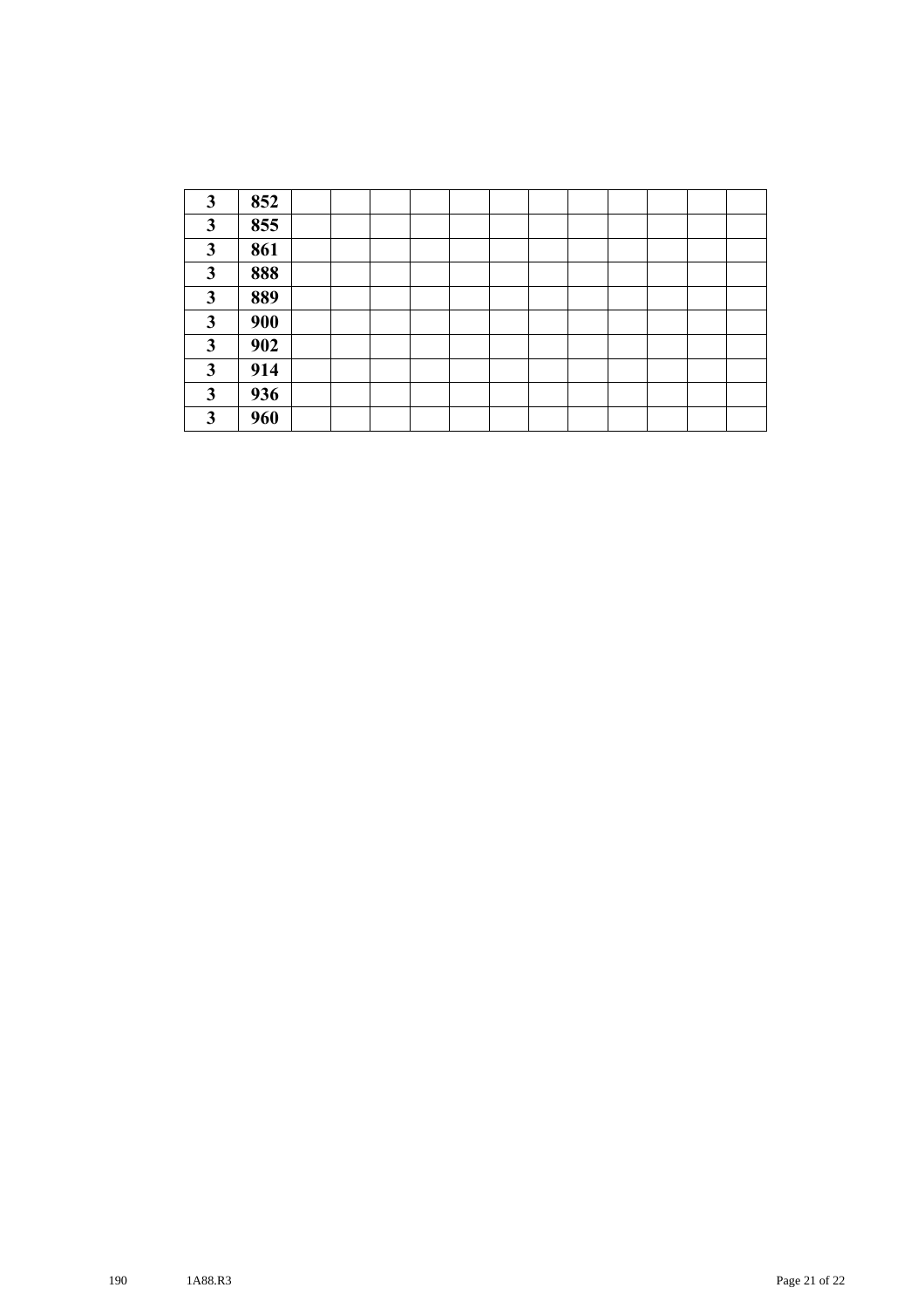| | | | | | | | | | | | | |
|---|---|---|---|---|---|---|---|---|---|---|---|---|
| **3** | **852** | | | | | | | | | | | |
| **3** | **855** | | | | | | | | | | | |
| **3** | **861** | | | | | | | | | | | |
| **3** | **888** | | | | | | | | | | | |
| **3** | **889** | | | | | | | | | | | |
| **3** | **900** | | | | | | | | | | | |
| **3** | **902** | | | | | | | | | | | |
| **3** | **914** | | | | | | | | | | | |
| **3** | **936** | | | | | | | | | | | |
| **3** | **960** | | | | | | | | | | | |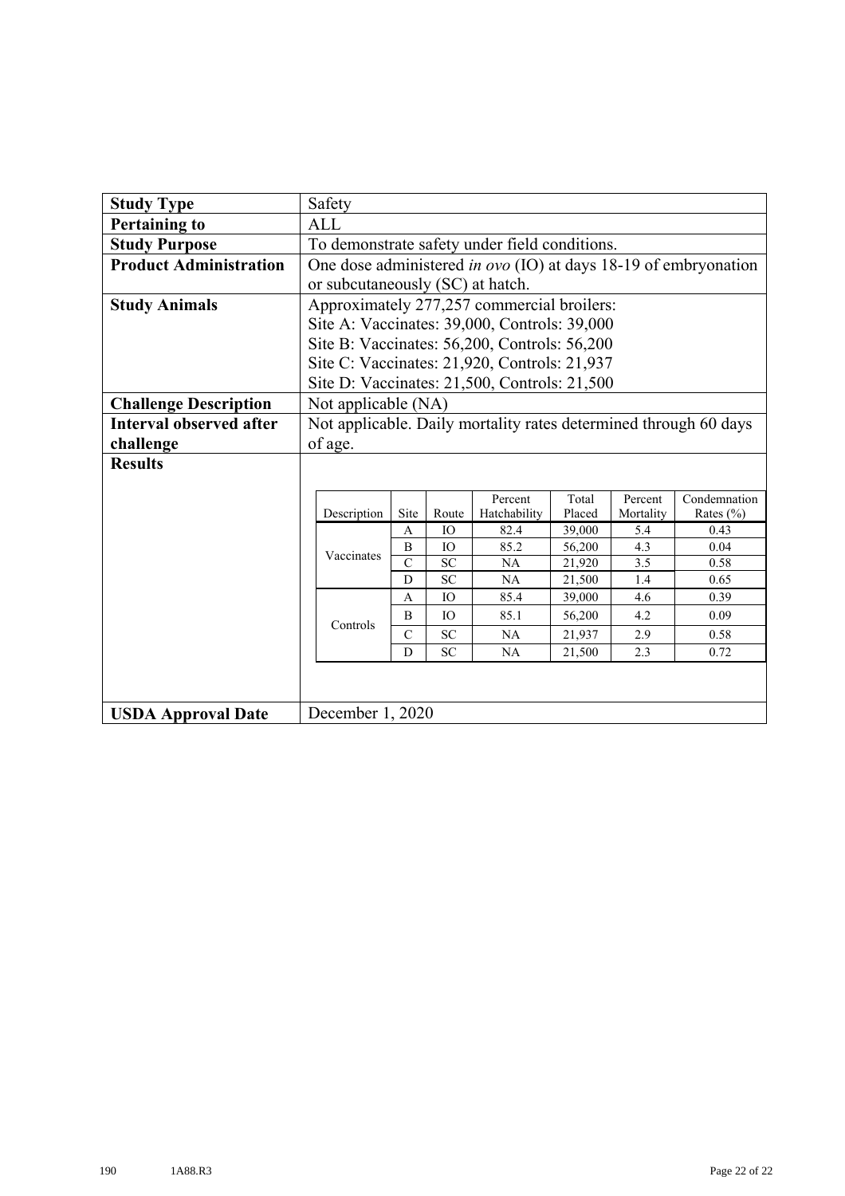| | |
|---|---|
| **Study Type** | Safety |
| **Pertaining to** | ALL |
| **Study Purpose** | To demonstrate safety under field conditions. |
| **Product Administration** | One dose administered *in ovo* (IO) at days 18-19 of embryonation or subcutaneously (SC) at hatch. |
| **Study Animals** | Approximately 277,257 commercial broilers:<br>Site A: Vaccinates: 39,000, Controls: 39,000<br>Site B: Vaccinates: 56,200, Controls: 56,200<br>Site C: Vaccinates: 21,920, Controls: 21,937<br>Site D: Vaccinates: 21,500, Controls: 21,500 |
| **Challenge Description** | Not applicable (NA) |
| **Interval observed after challenge** | Not applicable. Daily mortality rates determined through 60 days of age. |
| **Results** | (see table below) |
| **USDA Approval Date** | December 1, 2020 |

**Results**

| Description | Site | Route | Percent Hatchability | Total Placed | Percent Mortality | Condemnation Rates (%) |
|---|---|---|---|---|---|---|
| Vaccinates | A | IO | 82.4 | 39,000 | 5.4 | 0.43 |
| | B | IO | 85.2 | 56,200 | 4.3 | 0.04 |
| | C | SC | NA | 21,920 | 3.5 | 0.58 |
| | D | SC | NA | 21,500 | 1.4 | 0.65 |
| Controls | A | IO | 85.4 | 39,000 | 4.6 | 0.39 |
| | B | IO | 85.1 | 56,200 | 4.2 | 0.09 |
| | C | SC | NA | 21,937 | 2.9 | 0.58 |
| | D | SC | NA | 21,500 | 2.3 | 0.72 |